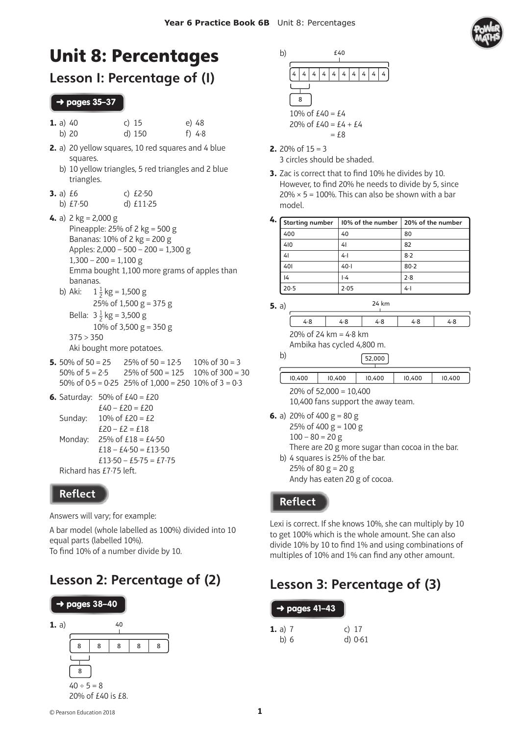# Unit 8: Percentages

## Lesson 1: Percentage of (1)

→ pages 35–37

**1.** a) 40 b) 20 c) 15 d) 150 e) 48 f) 4·8

**2.** a) 20 yellow squares, 10 red squares and 4 blue squares.
b) 10 yellow triangles, 5 red triangles and 2 blue triangles.

**3.** a) £6 b) £7·50 c) £2·50 d) £11·25

**4.** a) 2 kg = 2,000 g
Pineapple: 25% of 2 kg = 500 g
Bananas: 10% of 2 kg = 200 g
Apples: 2,000 – 500 – 200 = 1,300 g
1,300 – 200 = 1,100 g
Emma bought 1,100 more grams of apples than bananas.

b) Aki: $1\frac{1}{2}$ kg = 1,500 g
25% of 1,500 g = 375 g
Bella: $3\frac{1}{2}$ kg = 3,500 g
10% of 3,500 g = 350 g
375 > 350
Aki bought more potatoes.

**5.**
50% of 50 = 25 | 25% of 50 = 12·5 | 10% of 30 = 3
50% of 5 = 2·5 | 25% of 500 = 125 | 10% of 300 = 30
50% of 0·5 = 0·25 | 25% of 1,000 = 250 | 10% of 3 = 0·3

**6.** Saturday: 50% of £40 = £20
£40 – £20 = £20
Sunday: 10% of £20 = £2
£20 – £2 = £18
Monday: 25% of £18 = £4·50
£18 – £4·50 = £13·50
£13·50 – £5·75 = £7·75
Richard has £7·75 left.

### Reflect

Answers will vary; for example:

A bar model (whole labelled as 100%) divided into 10 equal parts (labelled 10%).
To find 10% of a number divide by 10.

## Lesson 2: Percentage of (2)

→ pages 38–40

**1.** a) Bar model: 40 split into 8 | 8 | 8 | 8 | 8; one part = 8
40 ÷ 5 = 8
20% of £40 is £8.

b) Bar model: £40 split into 10 parts of 4; two parts = 8
10% of £40 = £4
20% of £40 = £4 + £4
= £8

**2.** 20% of 15 = 3
3 circles should be shaded.

**3.** Zac is correct that to find 10% he divides by 10. However, to find 20% he needs to divide by 5, since 20% × 5 = 100%. This can also be shown with a bar model.

**4.**

| Starting number | 10% of the number | 20% of the number |
|---|---|---|
| 400 | 40 | 80 |
| 410 | 41 | 82 |
| 41 | 4·1 | 8·2 |
| 401 | 40·1 | 80·2 |
| 14 | 1·4 | 2·8 |
| 20·5 | 2·05 | 4·1 |

**5.** a) Bar model: 24 km split into 4·8 | 4·8 | 4·8 | 4·8 | 4·8
20% of 24 km = 4·8 km
Ambika has cycled 4,800 m.

b) Bar model: 52,000 split into 10,400 | 10,400 | 10,400 | 10,400 | 10,400
20% of 52,000 = 10,400
10,400 fans support the away team.

**6.** a) 20% of 400 g = 80 g
25% of 400 g = 100 g
100 – 80 = 20 g
There are 20 g more sugar than cocoa in the bar.

b) 4 squares is 25% of the bar.
25% of 80 g = 20 g
Andy has eaten 20 g of cocoa.

### Reflect

Lexi is correct. If she knows 10%, she can multiply by 10 to get 100% which is the whole amount. She can also divide 10% by 10 to find 1% and using combinations of multiples of 10% and 1% can find any other amount.

## Lesson 3: Percentage of (3)

→ pages 41–43

**1.** a) 7 b) 6 c) 17 d) 0·61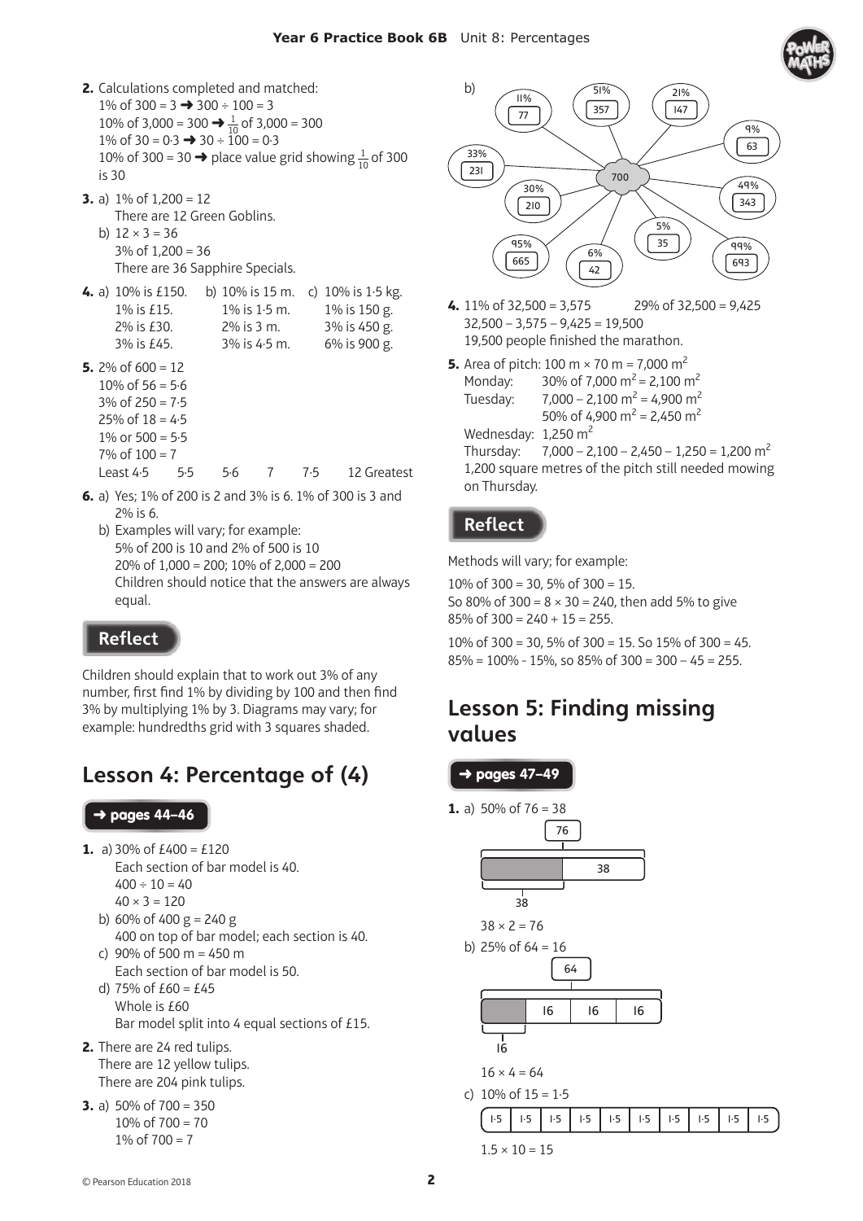2. Calculations completed and matched:
   1% of 300 = 3 ➜ 300 ÷ 100 = 3
   10% of 3,000 = 300 ➜ $\frac{1}{10}$ of 3,000 = 300
   1% of 30 = 0·3 ➜ 30 ÷ 100 = 0·3
   10% of 300 = 30 ➜ place value grid showing $\frac{1}{10}$ of 300 is 30

3. a) 1% of 1,200 = 12
   There are 12 Green Goblins.
   b) 12 × 3 = 36
   3% of 1,200 = 36
   There are 36 Sapphire Specials.

4. a) 10% is £150. 1% is £15. 2% is £30. 3% is £45.
   b) 10% is 15 m. 1% is 1·5 m. 2% is 3 m. 3% is 4·5 m.
   c) 10% is 1·5 kg. 1% is 150 g. 3% is 450 g. 6% is 900 g.

5. 2% of 600 = 12
   10% of 56 = 5·6
   3% of 250 = 7·5
   25% of 18 = 4·5
   1% or 500 = 5·5
   7% of 100 = 7
   Least 4·5 5·5 5·6 7 7·5 12 Greatest

6. a) Yes; 1% of 200 is 2 and 3% is 6. 1% of 300 is 3 and 2% is 6.
   b) Examples will vary; for example:
   5% of 200 is 10 and 2% of 500 is 10
   20% of 1,000 = 200; 10% of 2,000 = 200
   Children should notice that the answers are always equal.

## Reflect

Children should explain that to work out 3% of any number, first find 1% by dividing by 100 and then find 3% by multiplying 1% by 3. Diagrams may vary; for example: hundredths grid with 3 squares shaded.

# Lesson 4: Percentage of (4)

➜ pages 44–46

1. a) 30% of £400 = £120
   Each section of bar model is 40.
   400 ÷ 10 = 40
   40 × 3 = 120
   b) 60% of 400 g = 240 g
   400 on top of bar model; each section is 40.
   c) 90% of 500 m = 450 m
   Each section of bar model is 50.
   d) 75% of £60 = £45
   Whole is £60
   Bar model split into 4 equal sections of £15.

2. There are 24 red tulips.
   There are 12 yellow tulips.
   There are 204 pink tulips.

3. a) 50% of 700 = 350
   10% of 700 = 70
   1% of 700 = 7
   b) 700: 11% → 77; 51% → 357; 21% → 147; 9% → 63; 33% → 231; 30% → 210; 49% → 343; 5% → 35; 95% → 665; 6% → 42; 99% → 693

4. 11% of 32,500 = 3,575 29% of 32,500 = 9,425
   32,500 – 3,575 – 9,425 = 19,500
   19,500 people finished the marathon.

5. Area of pitch: 100 m × 70 m = 7,000 $m^2$
   Monday: 30% of 7,000 $m^2$ = 2,100 $m^2$
   Tuesday: 7,000 – 2,100 $m^2$ = 4,900 $m^2$
   50% of 4,900 $m^2$ = 2,450 $m^2$
   Wednesday: 1,250 $m^2$
   Thursday: 7,000 – 2,100 – 2,450 – 1,250 = 1,200 $m^2$
   1,200 square metres of the pitch still needed mowing on Thursday.

## Reflect

Methods will vary; for example:

10% of 300 = 30, 5% of 300 = 15.
So 80% of 300 = 8 × 30 = 240, then add 5% to give 85% of 300 = 240 + 15 = 255.

10% of 300 = 30, 5% of 300 = 15. So 15% of 300 = 45.
85% = 100% - 15%, so 85% of 300 = 300 – 45 = 255.

# Lesson 5: Finding missing values

➜ pages 47–49

1. a) 50% of 76 = 38
   Bar model: whole 76; parts 38 (shaded) and 38
   38 × 2 = 76
   b) 25% of 64 = 16
   Bar model: whole 64; parts 16 (shaded), 16, 16, 16
   16 × 4 = 64
   c) 10% of 15 = 1·5
   Bar model: 1·5 | 1·5 | 1·5 | 1·5 | 1·5 | 1·5 | 1·5 | 1·5 | 1·5 | 1·5
   1.5 × 10 = 15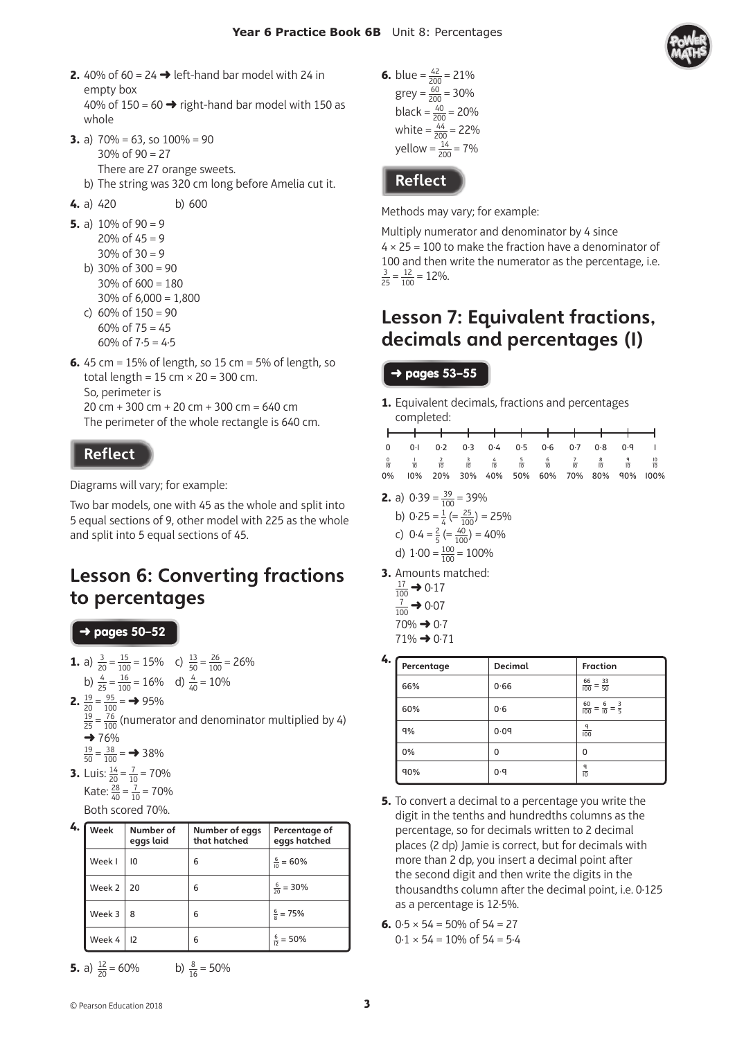2. 40% of 60 = 24 ➜ left-hand bar model with 24 in empty box
   40% of 150 = 60 ➜ right-hand bar model with 150 as whole

3. a) 70% = 63, so 100% = 90
   30% of 90 = 27
   There are 27 orange sweets.
   b) The string was 320 cm long before Amelia cut it.

4. a) 420 b) 600

5. a) 10% of 90 = 9
   20% of 45 = 9
   30% of 30 = 9
   b) 30% of 300 = 90
   30% of 600 = 180
   30% of 6,000 = 1,800
   c) 60% of 150 = 90
   60% of 75 = 45
   60% of 7·5 = 4·5

6. 45 cm = 15% of length, so 15 cm = 5% of length, so total length = 15 cm × 20 = 300 cm.
   So, perimeter is
   20 cm + 300 cm + 20 cm + 300 cm = 640 cm
   The perimeter of the whole rectangle is 640 cm.

## Reflect

Diagrams will vary; for example:

Two bar models, one with 45 as the whole and split into 5 equal sections of 9, other model with 225 as the whole and split into 5 equal sections of 45.

## Lesson 6: Converting fractions to percentages

**➜ pages 50–52**

1. a) $\frac{3}{20} = \frac{15}{100} = 15\%$ c) $\frac{13}{50} = \frac{26}{100} = 26\%$
   b) $\frac{4}{25} = \frac{16}{100} = 16\%$ d) $\frac{4}{40} = 10\%$

2. $\frac{19}{20} = \frac{95}{100} =$ ➜ 95%
   $\frac{19}{25} = \frac{76}{100}$ (numerator and denominator multiplied by 4) ➜ 76%
   $\frac{19}{50} = \frac{38}{100} =$ ➜ 38%

3. Luis: $\frac{14}{20} = \frac{7}{10} = 70\%$
   Kate: $\frac{28}{40} = \frac{7}{10} = 70\%$
   Both scored 70%.

4.

| Week | Number of eggs laid | Number of eggs that hatched | Percentage of eggs hatched |
|---|---|---|---|
| Week 1 | 10 | 6 | $\frac{6}{10} = 60\%$ |
| Week 2 | 20 | 6 | $\frac{6}{20} = 30\%$ |
| Week 3 | 8 | 6 | $\frac{6}{8} = 75\%$ |
| Week 4 | 12 | 6 | $\frac{6}{12} = 50\%$ |

5. a) $\frac{12}{20} = 60\%$ b) $\frac{8}{16} = 50\%$

6. blue = $\frac{42}{200} = 21\%$
   grey = $\frac{60}{200} = 30\%$
   black = $\frac{40}{200} = 20\%$
   white = $\frac{44}{200} = 22\%$
   yellow = $\frac{14}{200} = 7\%$

## Reflect

Methods may vary; for example:

Multiply numerator and denominator by 4 since 4 × 25 = 100 to make the fraction have a denominator of 100 and then write the numerator as the percentage, i.e. $\frac{3}{25} = \frac{12}{100} = 12\%$.

## Lesson 7: Equivalent fractions, decimals and percentages (1)

**➜ pages 53–55**

1. Equivalent decimals, fractions and percentages completed:

| 0 | 0·1 | 0·2 | 0·3 | 0·4 | 0·5 | 0·6 | 0·7 | 0·8 | 0·9 | 1 |
|---|---|---|---|---|---|---|---|---|---|---|
| $\frac{0}{10}$ | $\frac{1}{10}$ | $\frac{2}{10}$ | $\frac{3}{10}$ | $\frac{4}{10}$ | $\frac{5}{10}$ | $\frac{6}{10}$ | $\frac{7}{10}$ | $\frac{8}{10}$ | $\frac{9}{10}$ | $\frac{10}{10}$ |
| 0% | 10% | 20% | 30% | 40% | 50% | 60% | 70% | 80% | 90% | 100% |

2. a) $0·39 = \frac{39}{100} = 39\%$
   b) $0·25 = \frac{1}{4}$ $(= \frac{25}{100}) = 25\%$
   c) $0·4 = \frac{2}{5}$ $(= \frac{40}{100}) = 40\%$
   d) $1·00 = \frac{100}{100} = 100\%$

3. Amounts matched:
   $\frac{17}{100}$ ➜ 0·17
   $\frac{7}{100}$ ➜ 0·07
   70% ➜ 0·7
   71% ➜ 0·71

4.

| Percentage | Decimal | Fraction |
|---|---|---|
| 66% | 0·66 | $\frac{66}{100} = \frac{33}{50}$ |
| 60% | 0·6 | $\frac{60}{100} = \frac{6}{10} = \frac{3}{5}$ |
| 9% | 0·09 | $\frac{9}{100}$ |
| 0% | 0 | 0 |
| 90% | 0·9 | $\frac{9}{10}$ |

5. To convert a decimal to a percentage you write the digit in the tenths and hundredths columns as the percentage, so for decimals written to 2 decimal places (2 dp) Jamie is correct, but for decimals with more than 2 dp, you insert a decimal point after the second digit and then write the digits in the thousandths column after the decimal point, i.e. 0·125 as a percentage is 12·5%.

6. 0·5 × 54 = 50% of 54 = 27
   0·1 × 54 = 10% of 54 = 5·4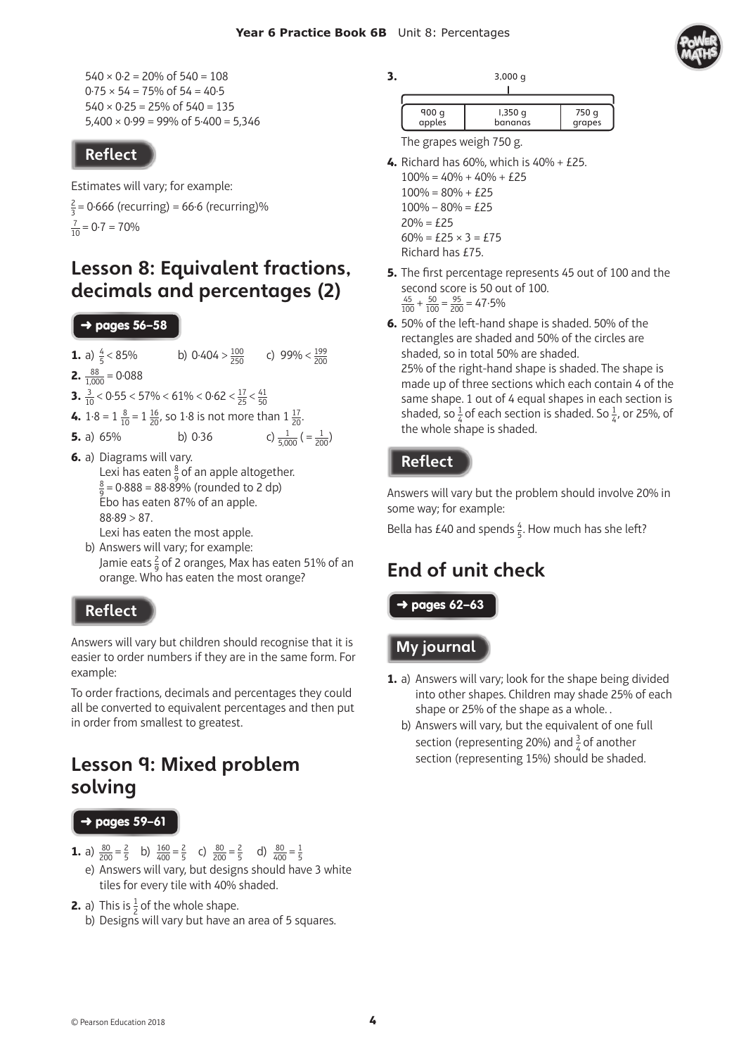540 × 0·2 = 20% of 540 = 108
0·75 × 54 = 75% of 54 = 40·5
540 × 0·25 = 25% of 540 = 135
5,400 × 0·99 = 99% of 5·400 = 5,346

## Reflect

Estimates will vary; for example:

$\frac{2}{3}$ = 0·666 (recurring) = 66·6 (recurring)%

$\frac{7}{10}$ = 0·7 = 70%

# Lesson 8: Equivalent fractions, decimals and percentages (2)

**→ pages 56–58**

**1.** a) $\frac{4}{5}$ < 85%  b) 0·404 > $\frac{100}{250}$  c) 99% < $\frac{199}{200}$

**2.** $\frac{88}{1{,}000}$ = 0·088

**3.** $\frac{3}{10}$ < 0·55 < 57% < 61% < 0·62 < $\frac{17}{25}$ < $\frac{41}{50}$

**4.** 1·8 = 1 $\frac{8}{10}$ = 1 $\frac{16}{20}$, so 1·8 is not more than 1 $\frac{17}{20}$.

**5.** a) 65%  b) 0·36  c) $\frac{1}{5{,}000}$ (= $\frac{1}{200}$)

**6.** a) Diagrams will vary.
Lexi has eaten $\frac{8}{9}$ of an apple altogether.
$\frac{8}{9}$ = 0·888 = 88·89% (rounded to 2 dp)
Ebo has eaten 87% of an apple.
88·89 > 87.
Lexi has eaten the most apple.

b) Answers will vary; for example:
Jamie eats $\frac{2}{9}$ of 2 oranges, Max has eaten 51% of an orange. Who has eaten the most orange?

## Reflect

Answers will vary but children should recognise that it is easier to order numbers if they are in the same form. For example:

To order fractions, decimals and percentages they could all be converted to equivalent percentages and then put in order from smallest to greatest.

# Lesson 9: Mixed problem solving

**→ pages 59–61**

**1.** a) $\frac{80}{200} = \frac{2}{5}$  b) $\frac{160}{400} = \frac{2}{5}$  c) $\frac{80}{200} = \frac{2}{5}$  d) $\frac{80}{400} = \frac{1}{5}$

e) Answers will vary, but designs should have 3 white tiles for every tile with 40% shaded.

**2.** a) This is $\frac{1}{2}$ of the whole shape.

b) Designs will vary but have an area of 5 squares.

**3.**

3,000 g

| 900 g apples | 1,350 g bananas | 750 g grapes |
|---|---|---|

The grapes weigh 750 g.

**4.** Richard has 60%, which is 40% + £25.
100% = 40% + 40% + £25
100% = 80% + £25
100% – 80% = £25
20% = £25
60% = £25 × 3 = £75
Richard has £75.

**5.** The first percentage represents 45 out of 100 and the second score is 50 out of 100.
$\frac{45}{100} + \frac{50}{100} = \frac{95}{200}$ = 47·5%

**6.** 50% of the left-hand shape is shaded. 50% of the rectangles are shaded and 50% of the circles are shaded, so in total 50% are shaded.
25% of the right-hand shape is shaded. The shape is made up of three sections which each contain 4 of the same shape. 1 out of 4 equal shapes in each section is shaded, so $\frac{1}{4}$ of each section is shaded. So $\frac{1}{4}$, or 25%, of the whole shape is shaded.

## Reflect

Answers will vary but the problem should involve 20% in some way; for example:

Bella has £40 and spends $\frac{4}{5}$. How much has she left?

# End of unit check

**→ pages 62–63**

## My journal

**1.** a) Answers will vary; look for the shape being divided into other shapes. Children may shade 25% of each shape or 25% of the shape as a whole. .

b) Answers will vary, but the equivalent of one full section (representing 20%) and $\frac{3}{4}$ of another section (representing 15%) should be shaded.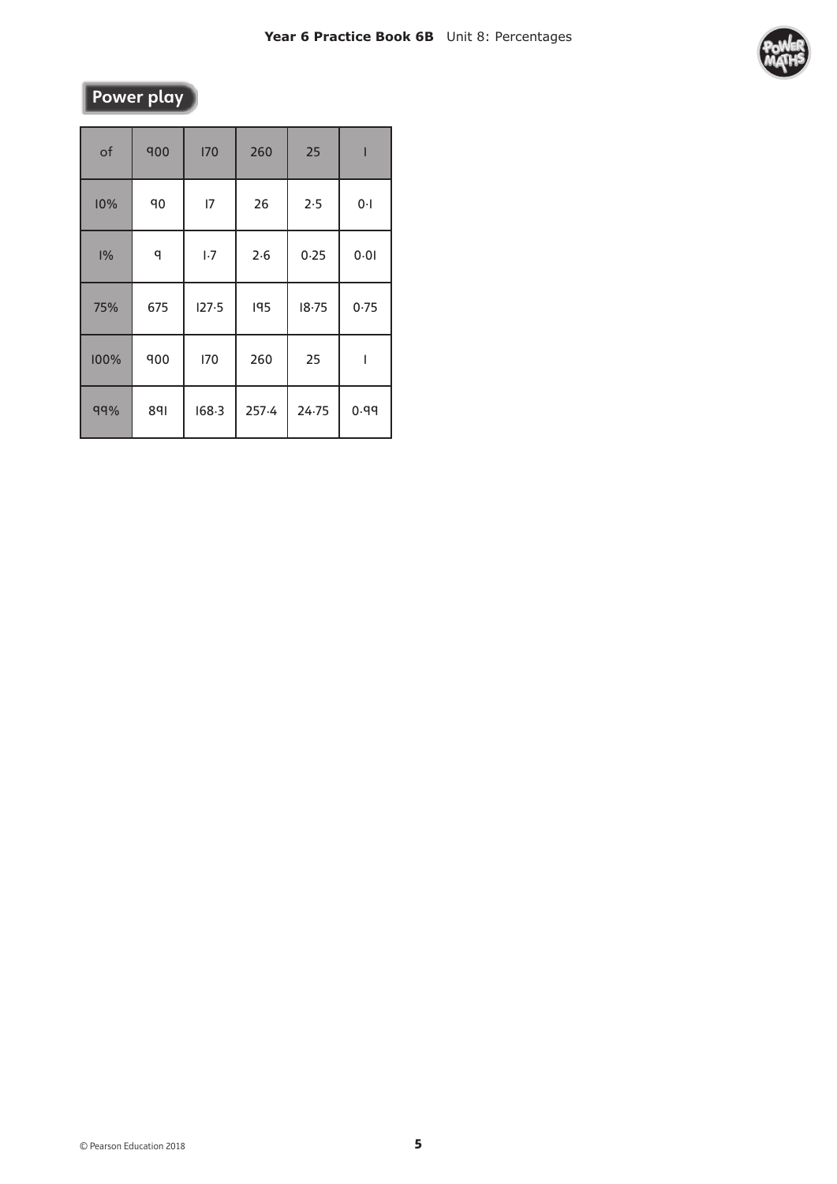## Power play

| of | 900 | 170 | 260 | 25 | 1 |
|---|---|---|---|---|---|
| 10% | 90 | 17 | 26 | 2·5 | 0·1 |
| 1% | 9 | 1·7 | 2·6 | 0·25 | 0·01 |
| 75% | 675 | 127·5 | 195 | 18·75 | 0·75 |
| 100% | 900 | 170 | 260 | 25 | 1 |
| 99% | 891 | 168·3 | 257·4 | 24·75 | 0·99 |